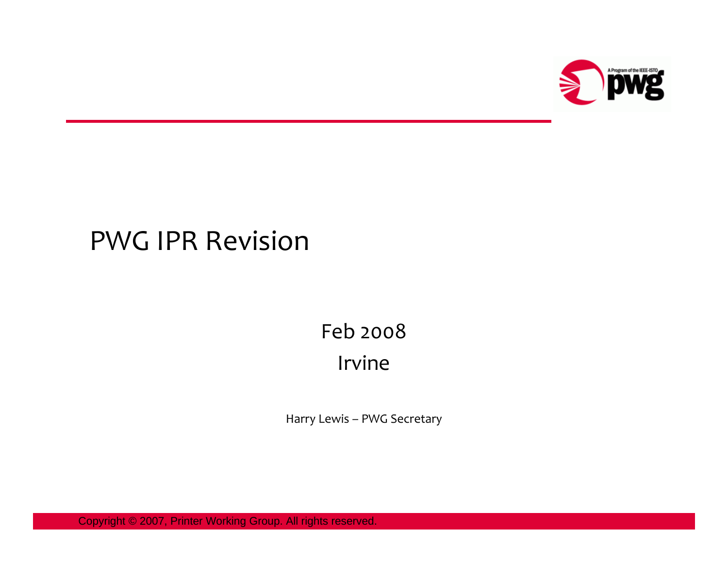# PWG IPR Revision

Feb 2008

Irvine

Harry Lewis – PWG Secretary

Copyright © 2007, Printer Working Group. All rights reserved.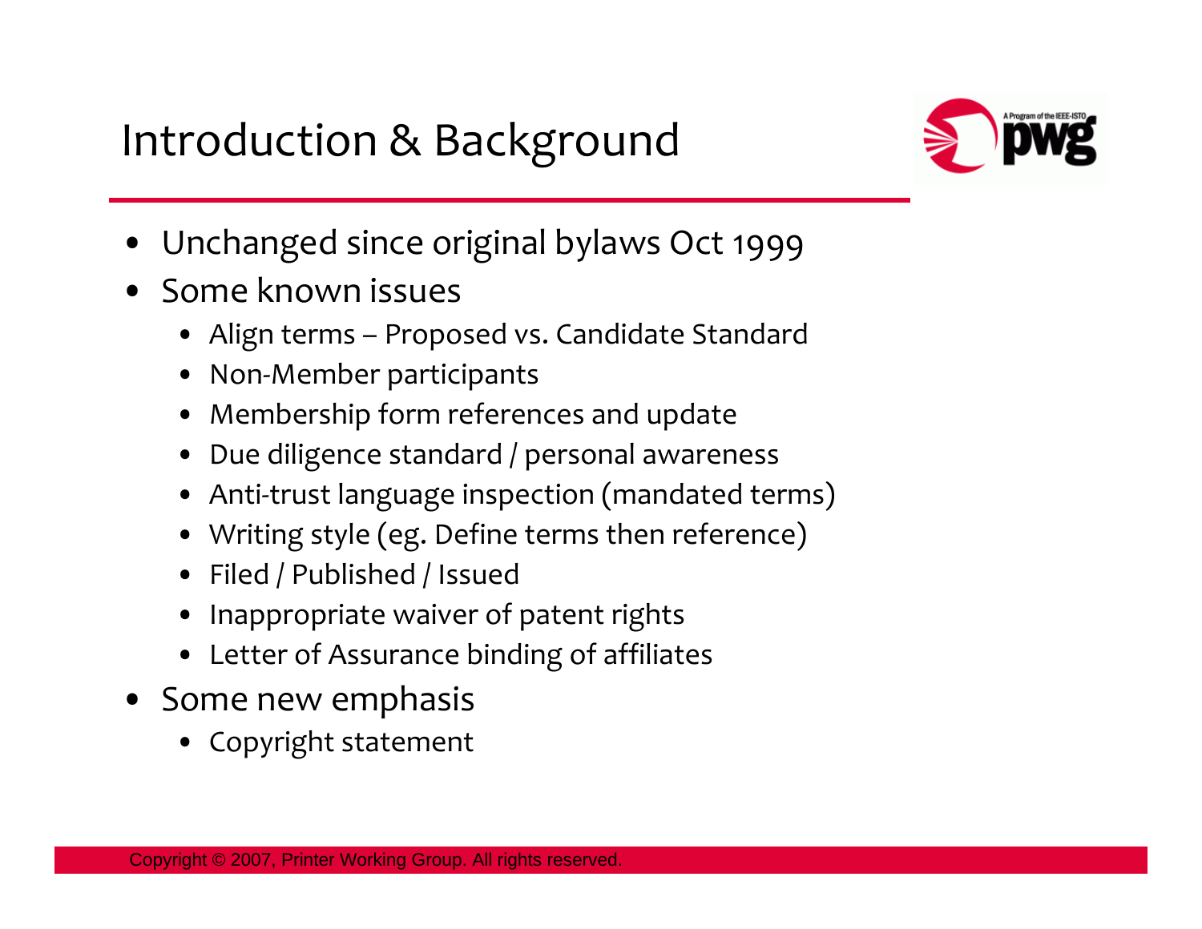# Introduction & Background

- Unchanged since original bylaws Oct 1999
- Some known issues
  - Align terms – Proposed vs. Candidate Standard
  - Non-Member participants
  - Membership form references and update
  - Due diligence standard / personal awareness
  - Anti-trust language inspection (mandated terms)
  - Writing style (eg. Define terms then reference)
  - Filed / Published / Issued
  - Inappropriate waiver of patent rights
  - Letter of Assurance binding of affiliates
- Some new emphasis
  - Copyright statement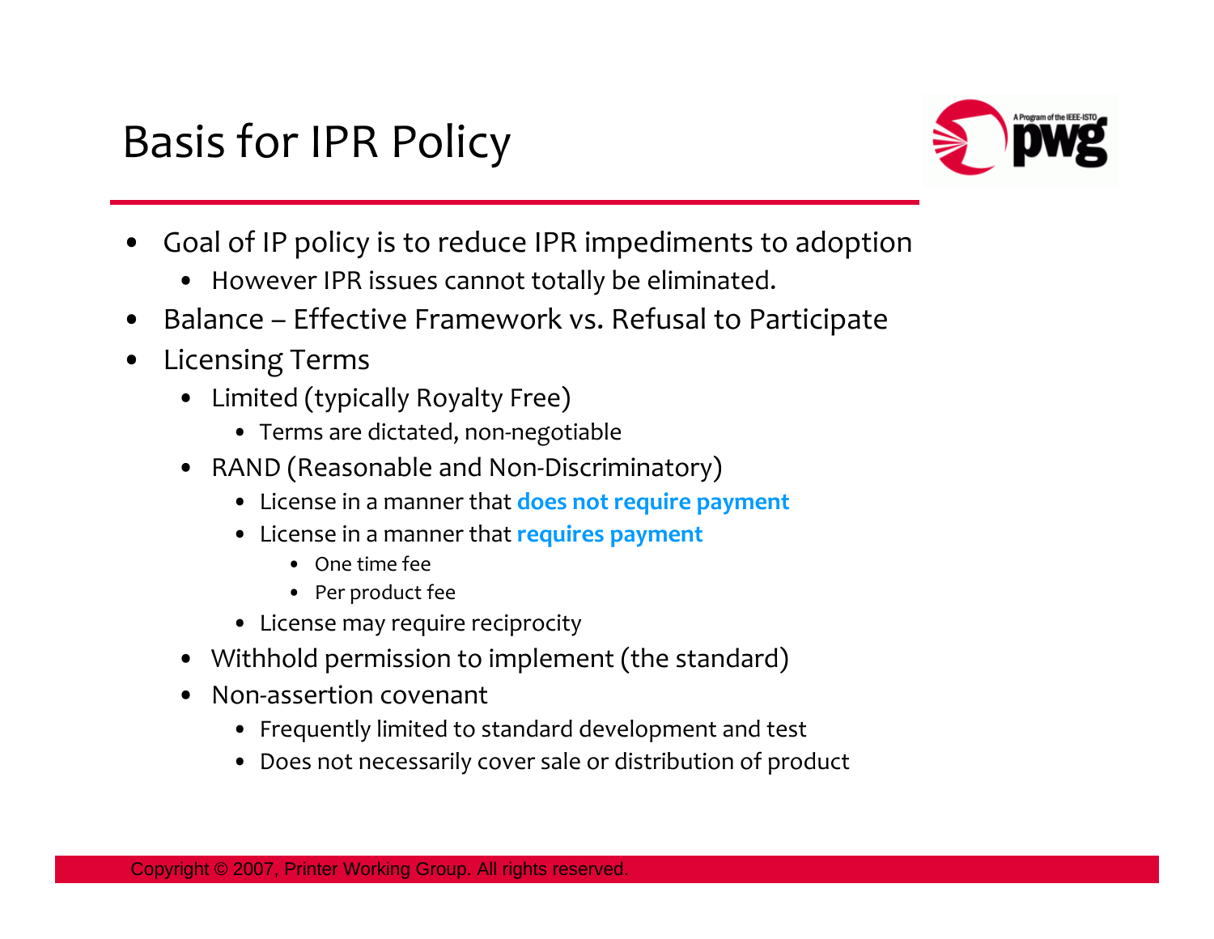# Basis for IPR Policy

- Goal of IP policy is to reduce IPR impediments to adoption
  - However IPR issues cannot totally be eliminated.
- Balance – Effective Framework vs. Refusal to Participate
- Licensing Terms
  - Limited (typically Royalty Free)
    - Terms are dictated, non-negotiable
  - RAND (Reasonable and Non-Discriminatory)
    - License in a manner that **does not require payment**
    - License in a manner that **requires payment**
      - One time fee
      - Per product fee
    - License may require reciprocity
  - Withhold permission to implement (the standard)
  - Non-assertion covenant
    - Frequently limited to standard development and test
    - Does not necessarily cover sale or distribution of product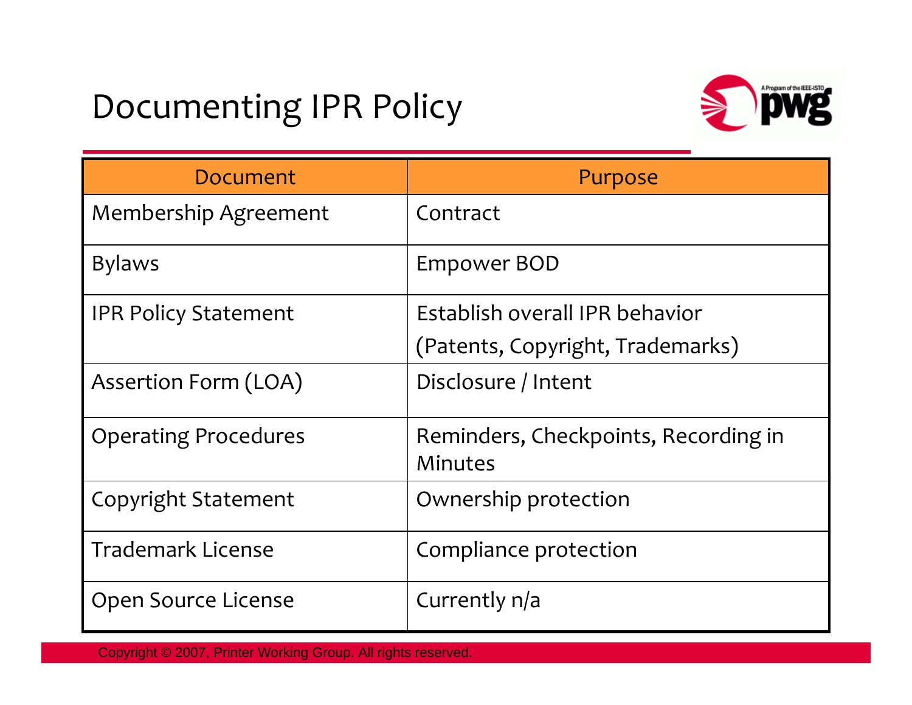# Documenting IPR Policy

| Document | Purpose |
|---|---|
| Membership Agreement | Contract |
| Bylaws | Empower BOD |
| IPR Policy Statement | Establish overall IPR behavior (Patents, Copyright, Trademarks) |
| Assertion Form (LOA) | Disclosure / Intent |
| Operating Procedures | Reminders, Checkpoints, Recording in Minutes |
| Copyright Statement | Ownership protection |
| Trademark License | Compliance protection |
| Open Source License | Currently n/a |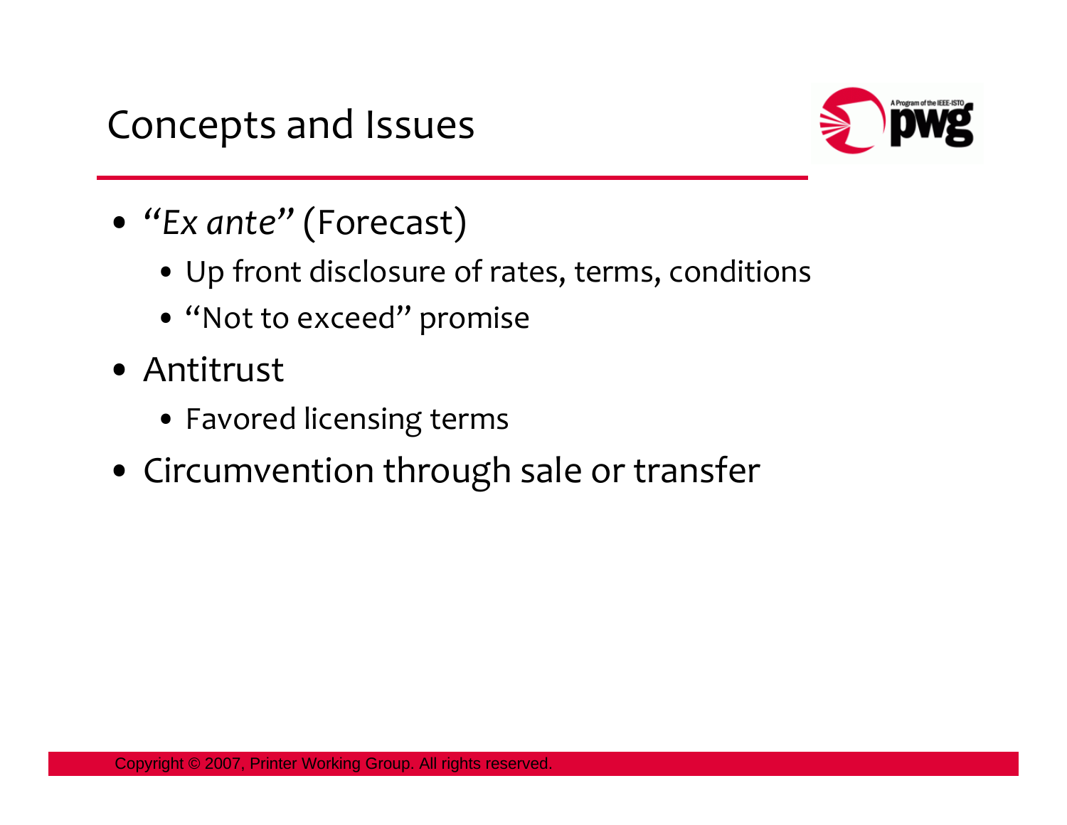# Concepts and Issues

- *"Ex ante"* (Forecast)
  - Up front disclosure of rates, terms, conditions
  - "Not to exceed" promise
- Antitrust
  - Favored licensing terms
- Circumvention through sale or transfer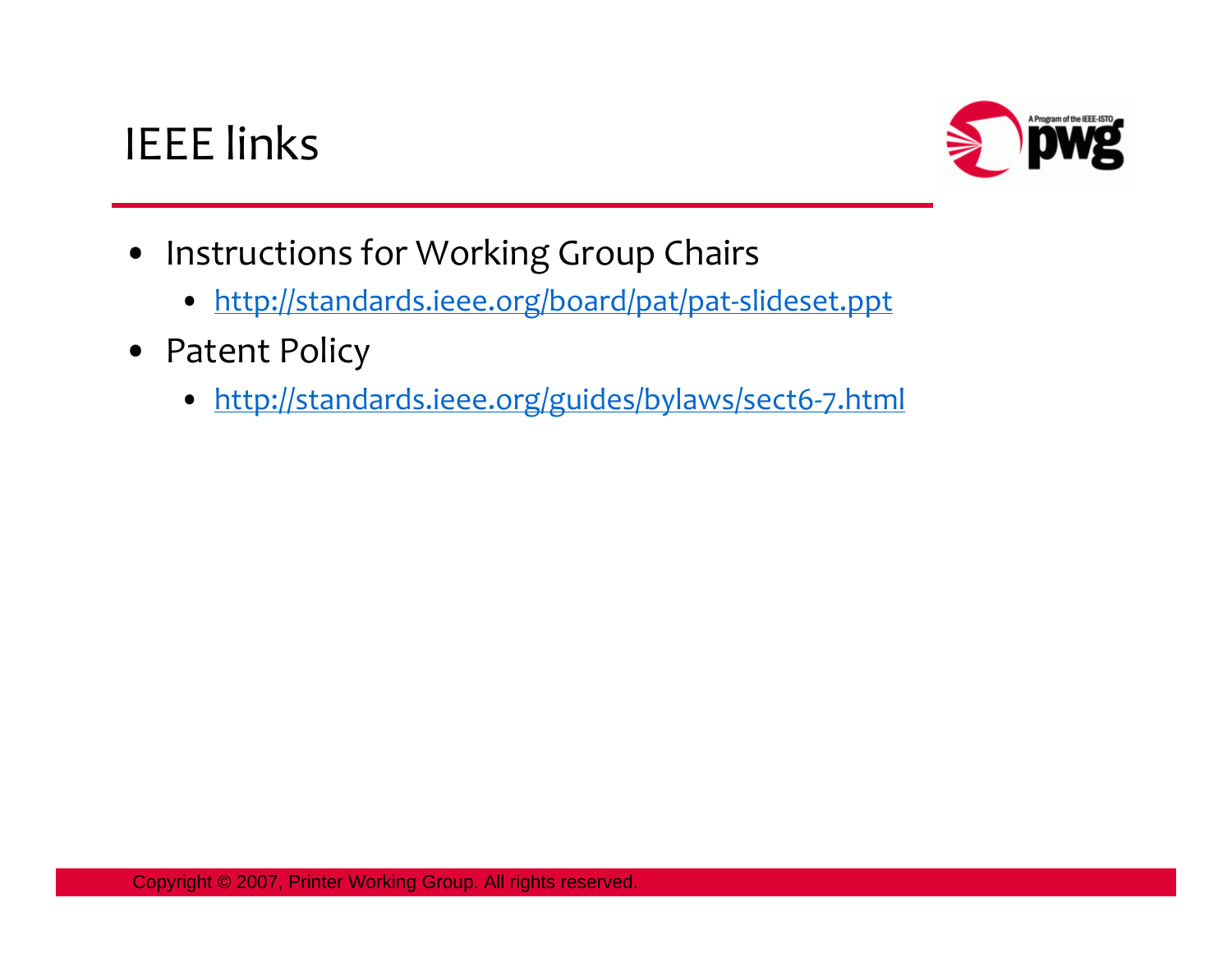# IEEE links

- Instructions for Working Group Chairs
  - http://standards.ieee.org/board/pat/pat-slideset.ppt
- Patent Policy
  - http://standards.ieee.org/guides/bylaws/sect6-7.html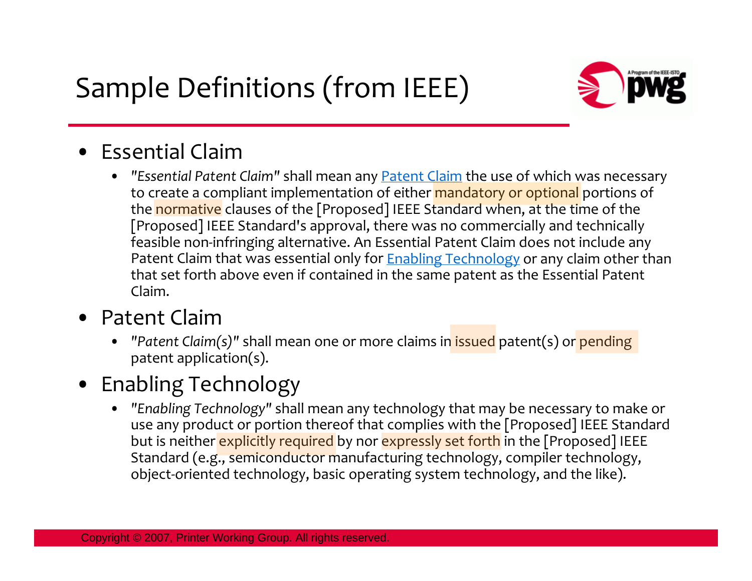# Sample Definitions (from IEEE)

- Essential Claim
  - *"Essential Patent Claim"* shall mean any Patent Claim the use of which was necessary to create a compliant implementation of either mandatory or optional portions of the normative clauses of the [Proposed] IEEE Standard when, at the time of the [Proposed] IEEE Standard's approval, there was no commercially and technically feasible non-infringing alternative. An Essential Patent Claim does not include any Patent Claim that was essential only for Enabling Technology or any claim other than that set forth above even if contained in the same patent as the Essential Patent Claim.
- Patent Claim
  - *"Patent Claim(s)"* shall mean one or more claims in issued patent(s) or pending patent application(s).
- Enabling Technology
  - *"Enabling Technology"* shall mean any technology that may be necessary to make or use any product or portion thereof that complies with the [Proposed] IEEE Standard but is neither explicitly required by nor expressly set forth in the [Proposed] IEEE Standard (e.g., semiconductor manufacturing technology, compiler technology, object-oriented technology, basic operating system technology, and the like).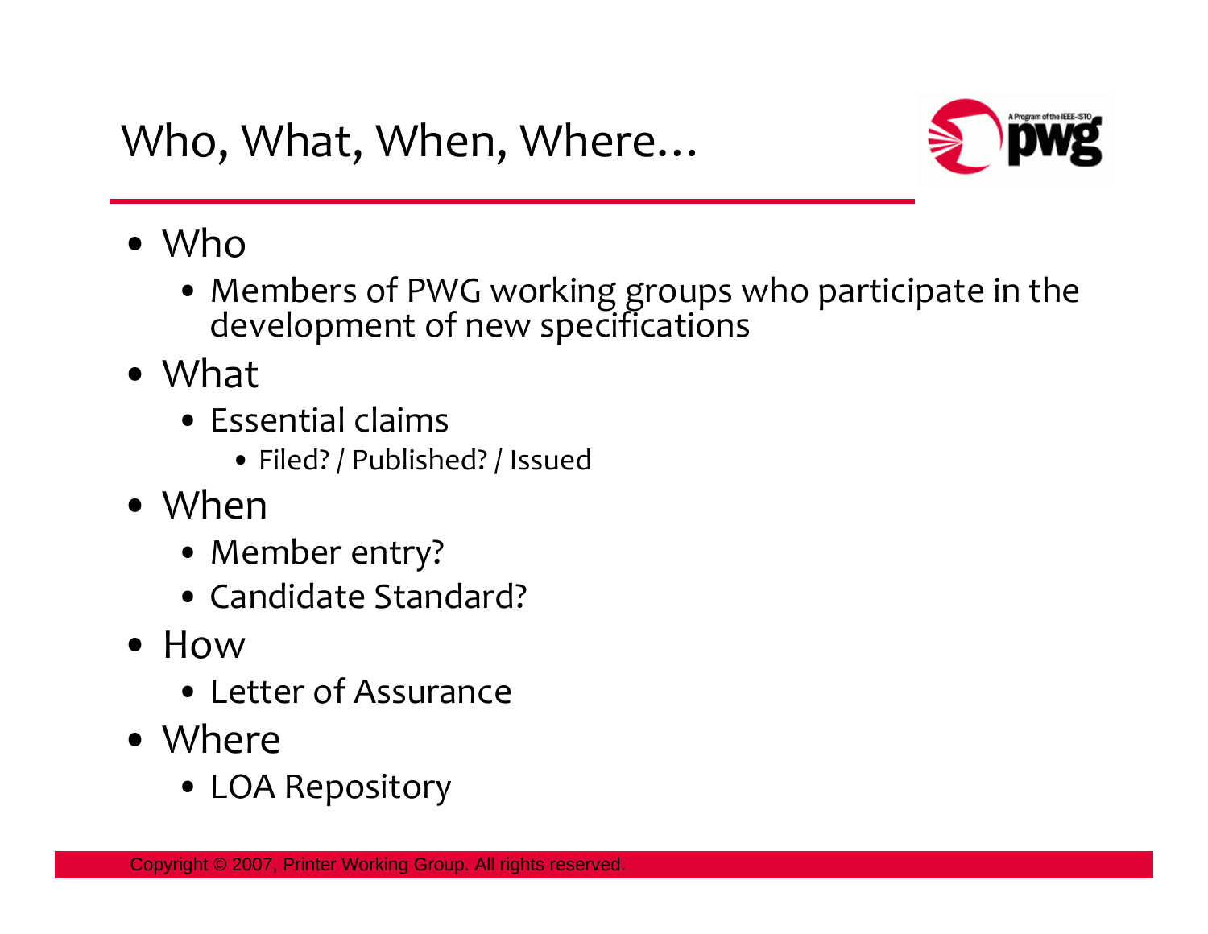# Who, What, When, Where…

- Who
  - Members of PWG working groups who participate in the development of new specifications
- What
  - Essential claims
    - Filed? / Published? / Issued
- When
  - Member entry?
  - Candidate Standard?
- How
  - Letter of Assurance
- Where
  - LOA Repository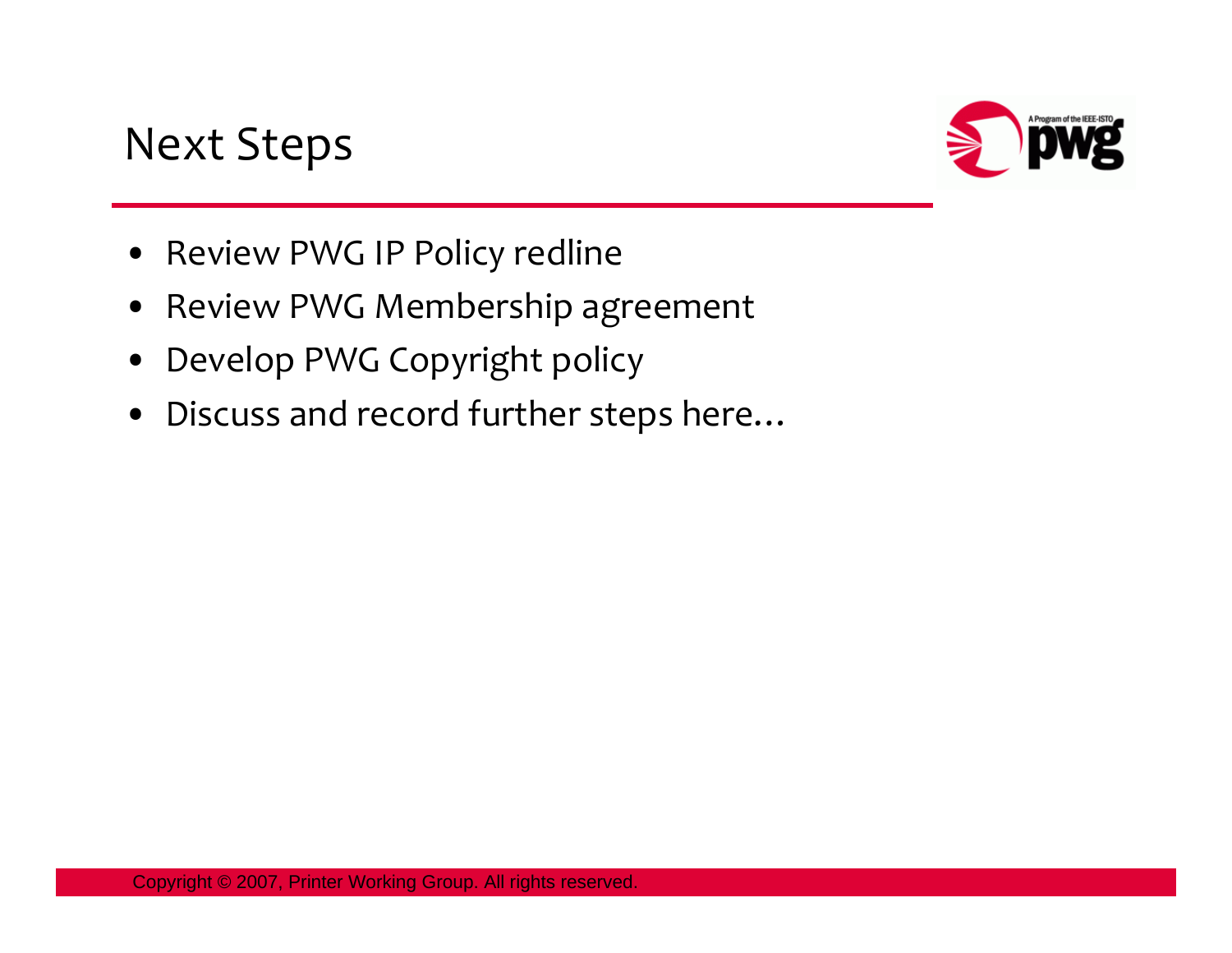# Next Steps

- Review PWG IP Policy redline
- Review PWG Membership agreement
- Develop PWG Copyright policy
- Discuss and record further steps here…